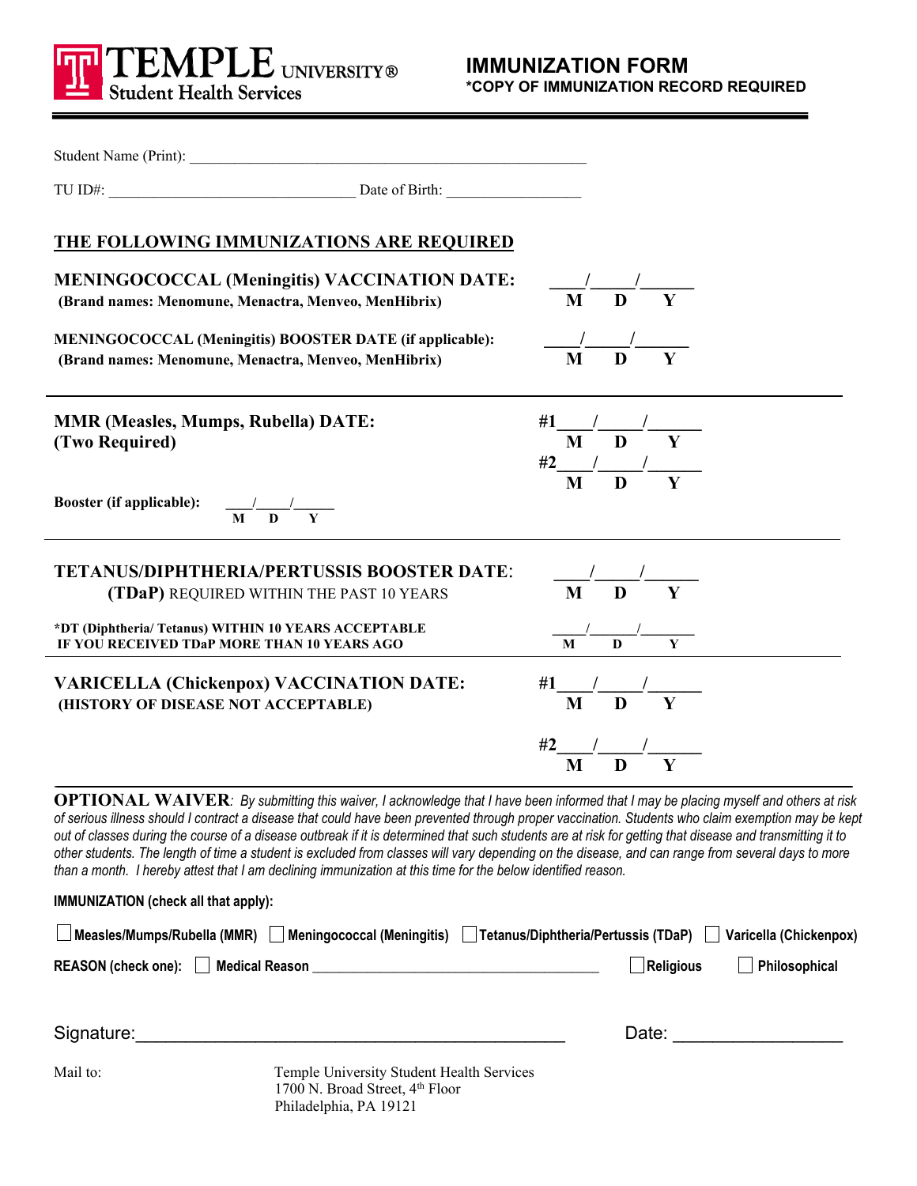# TEMPLE UNIVERSITY® Student Health Services

## IMMUNIZATION FORM
**\*COPY OF IMMUNIZATION RECORD REQUIRED**

Student Name (Print): ____________________________________________________

TU ID#: ________________________________ Date of Birth: _________________

## THE FOLLOWING IMMUNIZATIONS ARE REQUIRED

**MENINGOCOCCAL (Meningitis) VACCINATION DATE:** ____/_____/______ (M D Y)
**(Brand names: Menomune, Menactra, Menveo, MenHibrix)**

**MENINGOCOCCAL (Meningitis) BOOSTER DATE (if applicable):** ____/_____/______ (M D Y)
**(Brand names: Menomune, Menactra, Menveo, MenHibrix)**

---

**MMR (Measles, Mumps, Rubella) DATE:**
**(Two Required)**

#1____/_____/______ (M D Y)
#2____/_____/______ (M D Y)

**Booster (if applicable):** ____/____/_____ (M D Y)

---

**TETANUS/DIPHTHERIA/PERTUSSIS BOOSTER DATE:** ____/_____/______ (M D Y)
**(TDaP)** REQUIRED WITHIN THE PAST 10 YEARS

**\*DT (Diphtheria/ Tetanus) WITHIN 10 YEARS ACCEPTABLE IF YOU RECEIVED TDaP MORE THAN 10 YEARS AGO** ____/______/_______ (M D Y)

---

**VARICELLA (Chickenpox) VACCINATION DATE:**
**(HISTORY OF DISEASE NOT ACCEPTABLE)**

#1____/_____/______ (M D Y)

#2____/_____/______ (M D Y)

---

**OPTIONAL WAIVER**: *By submitting this waiver, I acknowledge that I have been informed that I may be placing myself and others at risk of serious illness should I contract a disease that could have been prevented through proper vaccination. Students who claim exemption may be kept out of classes during the course of a disease outbreak if it is determined that such students are at risk for getting that disease and transmitting it to other students. The length of time a student is excluded from classes will vary depending on the disease, and can range from several days to more than a month. I hereby attest that I am declining immunization at this time for the below identified reason.*

**IMMUNIZATION (check all that apply):**

☐ Measles/Mumps/Rubella (MMR) ☐ Meningococcal (Meningitis) ☐ Tetanus/Diphtheria/Pertussis (TDaP) ☐ Varicella (Chickenpox)

**REASON (check one):** ☐ Medical Reason ________________________________________ ☐ Religious ☐ Philosophical

Signature:_____________________________________________ Date: __________________

Mail to:
Temple University Student Health Services
1700 N. Broad Street, 4th Floor
Philadelphia, PA 19121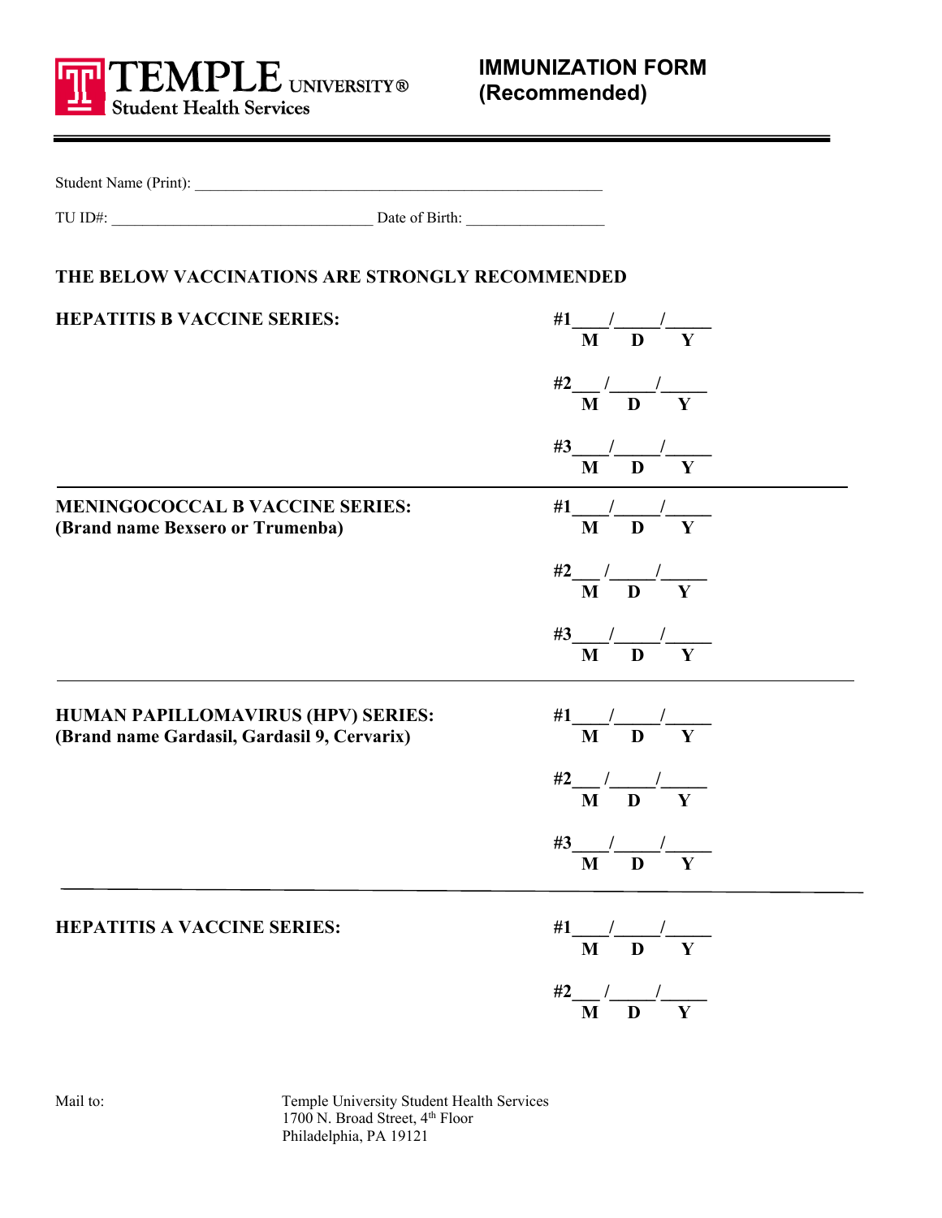TEMPLE UNIVERSITY®
Student Health Services

# IMMUNIZATION FORM (Recommended)

Student Name (Print): ______________________________________________________

TU ID#: __________________________________ Date of Birth: __________________

## THE BELOW VACCINATIONS ARE STRONGLY RECOMMENDED

**HEPATITIS B VACCINE SERIES:**

#1____/_____/_____
M D Y

#2___ /_____/_____
M D Y

#3____/_____/_____
M D Y

**MENINGOCOCCAL B VACCINE SERIES:**
**(Brand name Bexsero or Trumenba)**

#1____/_____/_____
M D Y

#2___ /_____/_____
M D Y

#3____/_____/_____
M D Y

**HUMAN PAPILLOMAVIRUS (HPV) SERIES:**
**(Brand name Gardasil, Gardasil 9, Cervarix)**

#1____/_____/_____
M D Y

#2___ /_____/_____
M D Y

#3____/_____/_____
M D Y

**HEPATITIS A VACCINE SERIES:**

#1____/_____/_____
M D Y

#2___ /_____/_____
M D Y

Mail to:

Temple University Student Health Services
1700 N. Broad Street, 4th Floor
Philadelphia, PA 19121